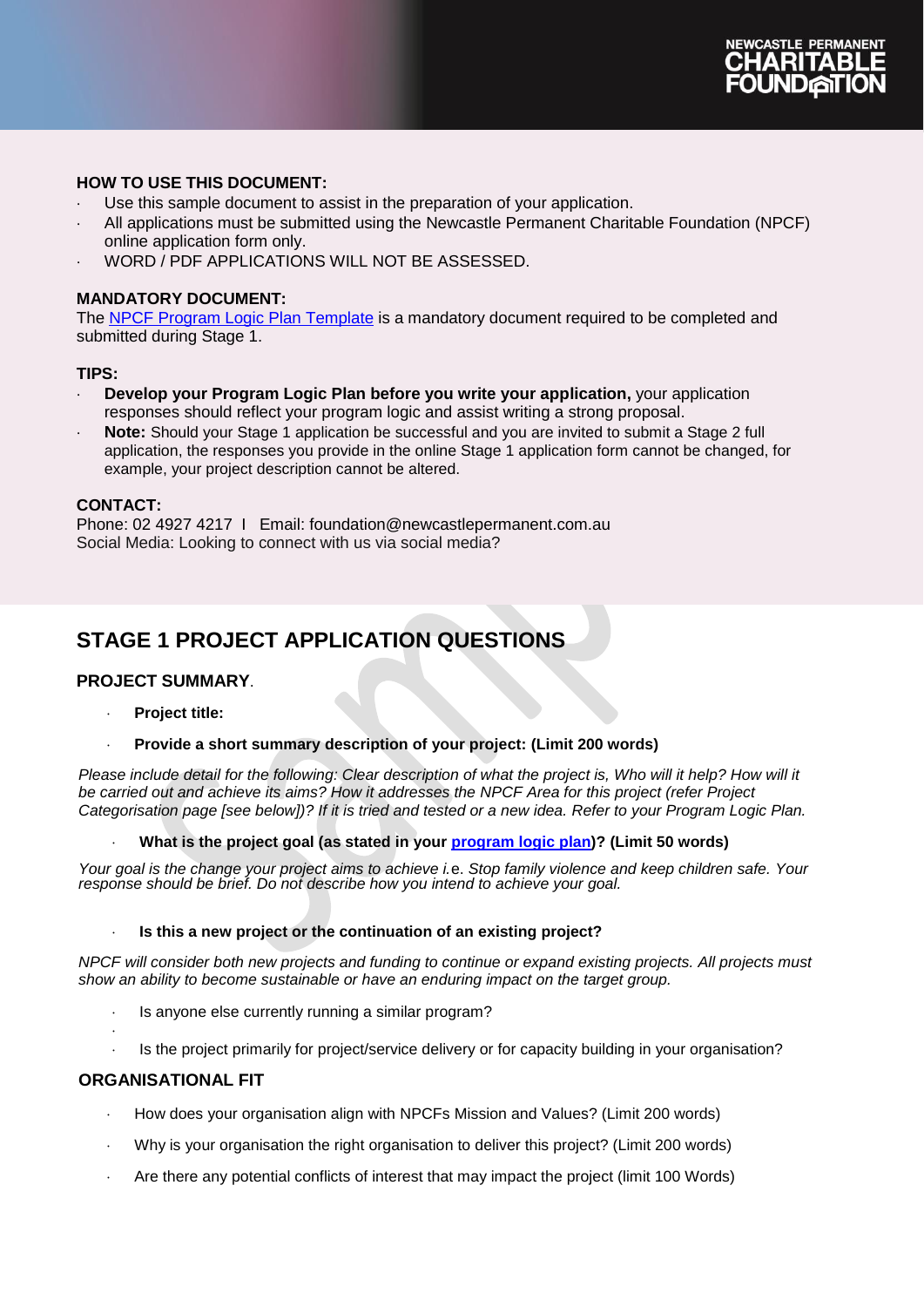NEWCASTLE PERMANENT CHARITABLE FOUNDATION

**HOW TO USE THIS DOCUMENT:**

- Use this sample document to assist in the preparation of your application.
- All applications must be submitted using the Newcastle Permanent Charitable Foundation (NPCF) online application form only.
- WORD / PDF APPLICATIONS WILL NOT BE ASSESSED.

**MANDATORY DOCUMENT:**

The NPCF Program Logic Plan Template is a mandatory document required to be completed and submitted during Stage 1.

**TIPS:**

- **Develop your Program Logic Plan before you write your application,** your application responses should reflect your program logic and assist writing a strong proposal.
- **Note:** Should your Stage 1 application be successful and you are invited to submit a Stage 2 full application, the responses you provide in the online Stage 1 application form cannot be changed, for example, your project description cannot be altered.

**CONTACT:**

Phone: 02 4927 4217 I Email: foundation@newcastlepermanent.com.au
Social Media: Looking to connect with us via social media?

## STAGE 1 PROJECT APPLICATION QUESTIONS

### PROJECT SUMMARY.

- **Project title:**
- **Provide a short summary description of your project: (Limit 200 words)**

*Please include detail for the following: Clear description of what the project is, Who will it help? How will it be carried out and achieve its aims? How it addresses the NPCF Area for this project (refer Project Categorisation page [see below])? If it is tried and tested or a new idea. Refer to your Program Logic Plan.*

- **What is the project goal (as stated in your program logic plan)? (Limit 50 words)**

*Your goal is the change your project aims to achieve i.*e. *Stop family violence and keep children safe. Your response should be brief. Do not describe how you intend to achieve your goal.*

- **Is this a new project or the continuation of an existing project?**

*NPCF will consider both new projects and funding to continue or expand existing projects. All projects must show an ability to become sustainable or have an enduring impact on the target group.*

- Is anyone else currently running a similar program?
- Is the project primarily for project/service delivery or for capacity building in your organisation?

### ORGANISATIONAL FIT

- How does your organisation align with NPCFs Mission and Values? (Limit 200 words)
- Why is your organisation the right organisation to deliver this project? (Limit 200 words)
- Are there any potential conflicts of interest that may impact the project (limit 100 Words)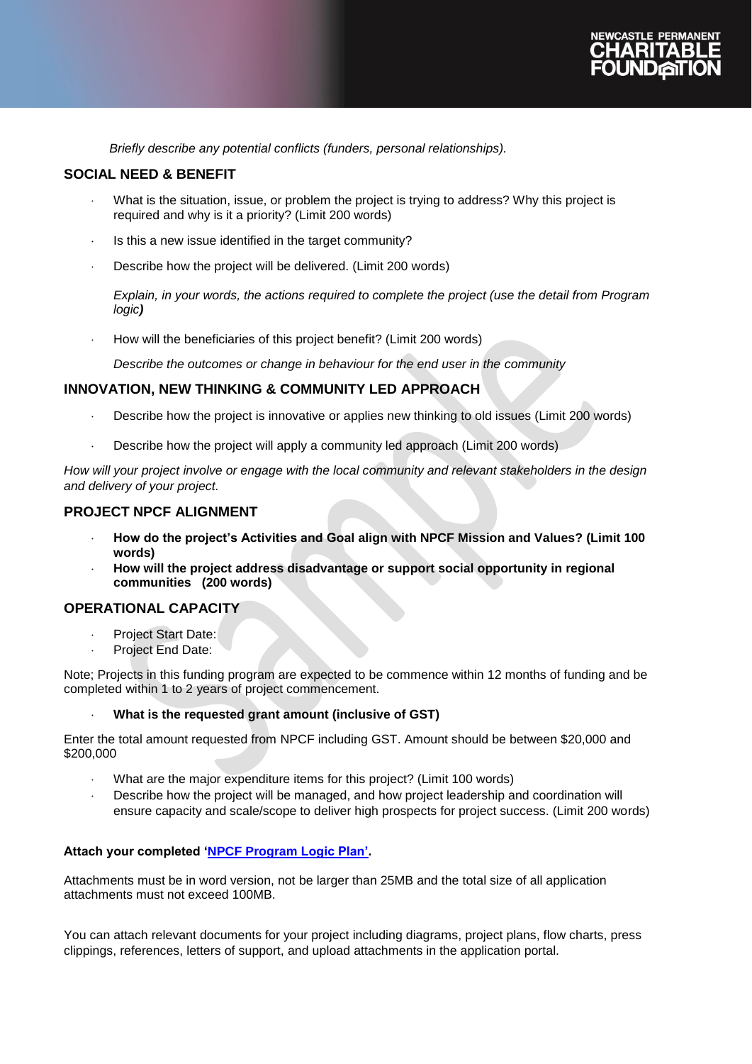*Briefly describe any potential conflicts (funders, personal relationships).*

## SOCIAL NEED & BENEFIT

- What is the situation, issue, or problem the project is trying to address? Why this project is required and why is it a priority? (Limit 200 words)
- Is this a new issue identified in the target community?
- Describe how the project will be delivered. (Limit 200 words)

  *Explain, in your words, the actions required to complete the project (use the detail from Program logic)*

- How will the beneficiaries of this project benefit? (Limit 200 words)

  *Describe the outcomes or change in behaviour for the end user in the community*

## INNOVATION, NEW THINKING & COMMUNITY LED APPROACH

- Describe how the project is innovative or applies new thinking to old issues (Limit 200 words)
- Describe how the project will apply a community led approach (Limit 200 words)

*How will your project involve or engage with the local community and relevant stakeholders in the design and delivery of your project.*

## PROJECT NPCF ALIGNMENT

- **How do the project's Activities and Goal align with NPCF Mission and Values? (Limit 100 words)**
- **How will the project address disadvantage or support social opportunity in regional communities (200 words)**

## OPERATIONAL CAPACITY

- Project Start Date:
- Project End Date:

Note; Projects in this funding program are expected to be commence within 12 months of funding and be completed within 1 to 2 years of project commencement.

- **What is the requested grant amount (inclusive of GST)**

Enter the total amount requested from NPCF including GST. Amount should be between $20,000 and $200,000

- What are the major expenditure items for this project? (Limit 100 words)
- Describe how the project will be managed, and how project leadership and coordination will ensure capacity and scale/scope to deliver high prospects for project success. (Limit 200 words)

**Attach your completed '[NPCF Program Logic Plan'](NPCF Program Logic Plan).**

Attachments must be in word version, not be larger than 25MB and the total size of all application attachments must not exceed 100MB.

You can attach relevant documents for your project including diagrams, project plans, flow charts, press clippings, references, letters of support, and upload attachments in the application portal.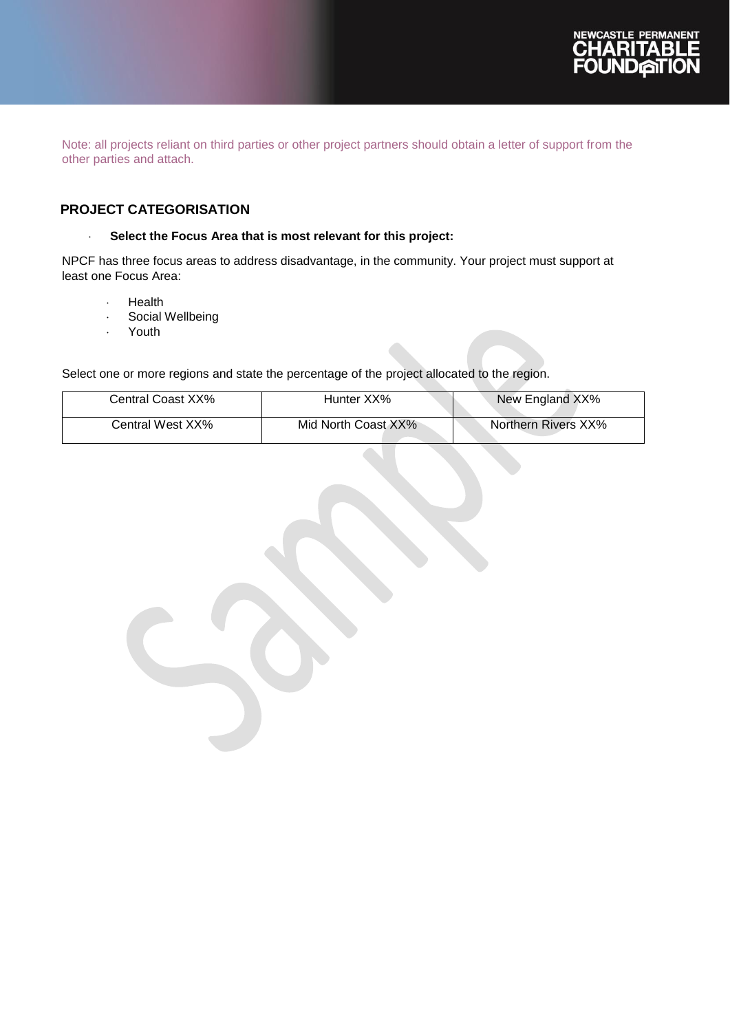Note: all projects reliant on third parties or other project partners should obtain a letter of support from the other parties and attach.

## PROJECT CATEGORISATION

- **Select the Focus Area that is most relevant for this project:**

NPCF has three focus areas to address disadvantage, in the community. Your project must support at least one Focus Area:

- Health
- Social Wellbeing
- Youth

Select one or more regions and state the percentage of the project allocated to the region.

| | | |
|---|---|---|
| Central Coast XX% | Hunter XX% | New England XX% |
| Central West XX% | Mid North Coast XX% | Northern Rivers XX% |